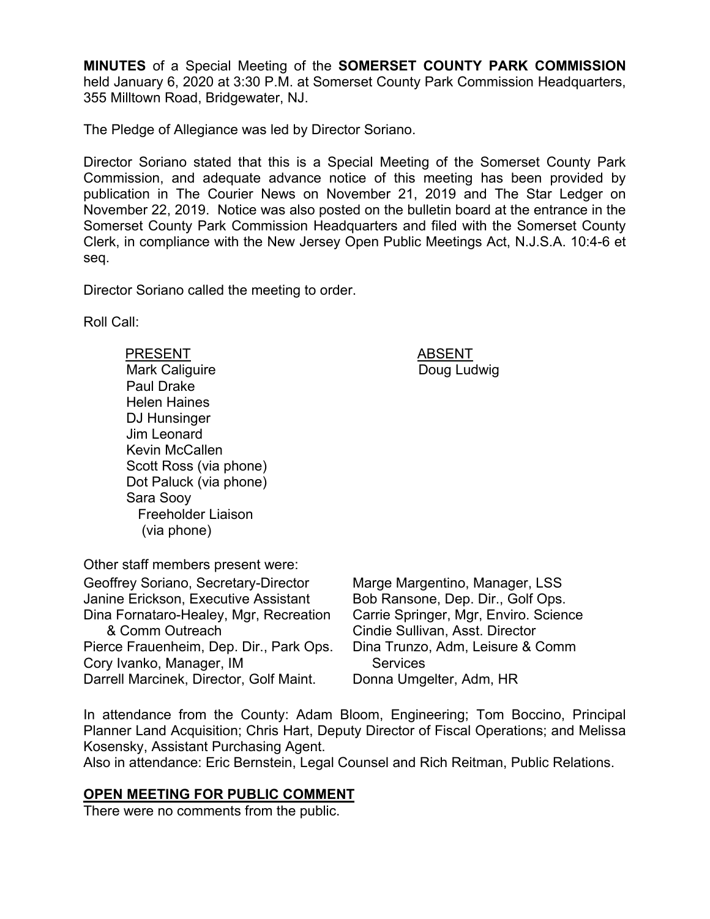**MINUTES** of a Special Meeting of the **SOMERSET COUNTY PARK COMMISSION** held January 6, 2020 at 3:30 P.M. at Somerset County Park Commission Headquarters, 355 Milltown Road, Bridgewater, NJ.

The Pledge of Allegiance was led by Director Soriano.

Director Soriano stated that this is a Special Meeting of the Somerset County Park Commission, and adequate advance notice of this meeting has been provided by publication in The Courier News on November 21, 2019 and The Star Ledger on November 22, 2019. Notice was also posted on the bulletin board at the entrance in the Somerset County Park Commission Headquarters and filed with the Somerset County Clerk, in compliance with the New Jersey Open Public Meetings Act, N.J.S.A. 10:4-6 et seq.

Director Soriano called the meeting to order.

Roll Call:

| PRESENT | ABSENT |
|---|---|
| Mark Caliguire | Doug Ludwig |
| Paul Drake | |
| Helen Haines | |
| DJ Hunsinger | |
| Jim Leonard | |
| Kevin McCallen | |
| Scott Ross (via phone) | |
| Dot Paluck (via phone) | |
| Sara Sooy<br>Freeholder Liaison<br>(via phone) | |

Other staff members present were:

| | |
|---|---|
| Geoffrey Soriano, Secretary-Director | Marge Margentino, Manager, LSS |
| Janine Erickson, Executive Assistant | Bob Ransone, Dep. Dir., Golf Ops. |
| Dina Fornataro-Healey, Mgr, Recreation & Comm Outreach | Carrie Springer, Mgr, Enviro. Science |
| | Cindie Sullivan, Asst. Director |
| Pierce Frauenheim, Dep. Dir., Park Ops. | Dina Trunzo, Adm, Leisure & Comm Services |
| Cory Ivanko, Manager, IM | |
| Darrell Marcinek, Director, Golf Maint. | Donna Umgelter, Adm, HR |

In attendance from the County: Adam Bloom, Engineering; Tom Boccino, Principal Planner Land Acquisition; Chris Hart, Deputy Director of Fiscal Operations; and Melissa Kosensky, Assistant Purchasing Agent.
Also in attendance: Eric Bernstein, Legal Counsel and Rich Reitman, Public Relations.

## OPEN MEETING FOR PUBLIC COMMENT

There were no comments from the public.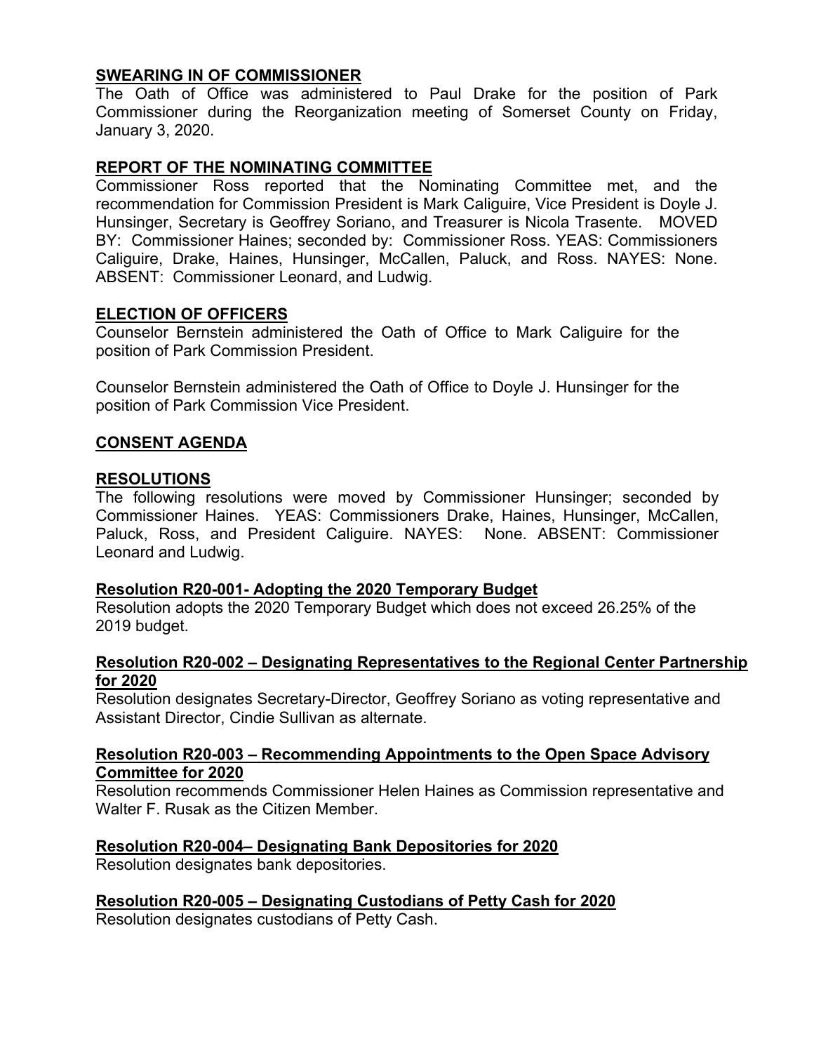## SWEARING IN OF COMMISSIONER

The Oath of Office was administered to Paul Drake for the position of Park Commissioner during the Reorganization meeting of Somerset County on Friday, January 3, 2020.

## REPORT OF THE NOMINATING COMMITTEE

Commissioner Ross reported that the Nominating Committee met, and the recommendation for Commission President is Mark Caliguire, Vice President is Doyle J. Hunsinger, Secretary is Geoffrey Soriano, and Treasurer is Nicola Trasente. MOVED BY: Commissioner Haines; seconded by: Commissioner Ross. YEAS: Commissioners Caliguire, Drake, Haines, Hunsinger, McCallen, Paluck, and Ross. NAYES: None. ABSENT: Commissioner Leonard, and Ludwig.

## ELECTION OF OFFICERS

Counselor Bernstein administered the Oath of Office to Mark Caliguire for the position of Park Commission President.

Counselor Bernstein administered the Oath of Office to Doyle J. Hunsinger for the position of Park Commission Vice President.

## CONSENT AGENDA

## RESOLUTIONS

The following resolutions were moved by Commissioner Hunsinger; seconded by Commissioner Haines. YEAS: Commissioners Drake, Haines, Hunsinger, McCallen, Paluck, Ross, and President Caliguire. NAYES: None. ABSENT: Commissioner Leonard and Ludwig.

### Resolution R20-001- Adopting the 2020 Temporary Budget

Resolution adopts the 2020 Temporary Budget which does not exceed 26.25% of the 2019 budget.

### Resolution R20-002 – Designating Representatives to the Regional Center Partnership for 2020

Resolution designates Secretary-Director, Geoffrey Soriano as voting representative and Assistant Director, Cindie Sullivan as alternate.

### Resolution R20-003 – Recommending Appointments to the Open Space Advisory Committee for 2020

Resolution recommends Commissioner Helen Haines as Commission representative and Walter F. Rusak as the Citizen Member.

### Resolution R20-004– Designating Bank Depositories for 2020

Resolution designates bank depositories.

### Resolution R20-005 – Designating Custodians of Petty Cash for 2020

Resolution designates custodians of Petty Cash.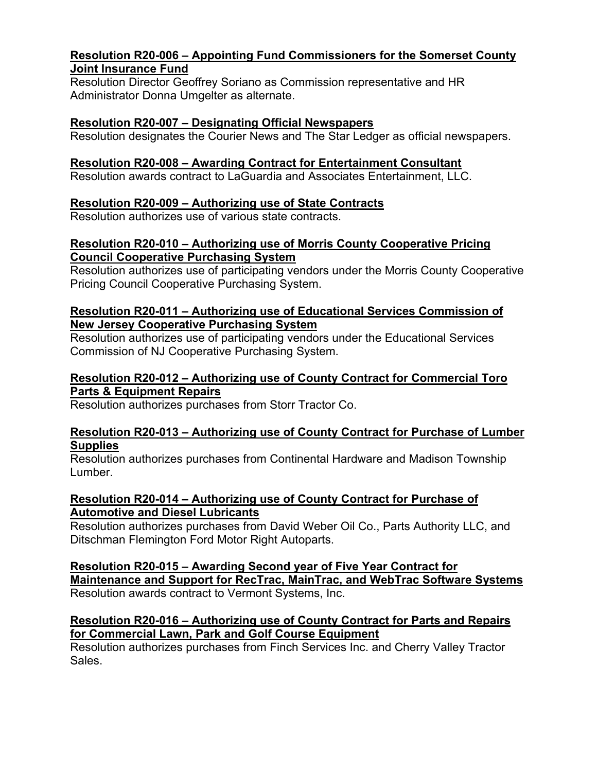**Resolution R20-006 – Appointing Fund Commissioners for the Somerset County Joint Insurance Fund**

Resolution Director Geoffrey Soriano as Commission representative and HR Administrator Donna Umgelter as alternate.

**Resolution R20-007 – Designating Official Newspapers**

Resolution designates the Courier News and The Star Ledger as official newspapers.

**Resolution R20-008 – Awarding Contract for Entertainment Consultant**

Resolution awards contract to LaGuardia and Associates Entertainment, LLC.

**Resolution R20-009 – Authorizing use of State Contracts**

Resolution authorizes use of various state contracts.

**Resolution R20-010 – Authorizing use of Morris County Cooperative Pricing Council Cooperative Purchasing System**

Resolution authorizes use of participating vendors under the Morris County Cooperative Pricing Council Cooperative Purchasing System.

**Resolution R20-011 – Authorizing use of Educational Services Commission of New Jersey Cooperative Purchasing System**

Resolution authorizes use of participating vendors under the Educational Services Commission of NJ Cooperative Purchasing System.

**Resolution R20-012 – Authorizing use of County Contract for Commercial Toro Parts & Equipment Repairs**

Resolution authorizes purchases from Storr Tractor Co.

**Resolution R20-013 – Authorizing use of County Contract for Purchase of Lumber Supplies**

Resolution authorizes purchases from Continental Hardware and Madison Township Lumber.

**Resolution R20-014 – Authorizing use of County Contract for Purchase of Automotive and Diesel Lubricants**

Resolution authorizes purchases from David Weber Oil Co., Parts Authority LLC, and Ditschman Flemington Ford Motor Right Autoparts.

**Resolution R20-015 – Awarding Second year of Five Year Contract for Maintenance and Support for RecTrac, MainTrac, and WebTrac Software Systems**

Resolution awards contract to Vermont Systems, Inc.

**Resolution R20-016 – Authorizing use of County Contract for Parts and Repairs for Commercial Lawn, Park and Golf Course Equipment**

Resolution authorizes purchases from Finch Services Inc. and Cherry Valley Tractor Sales.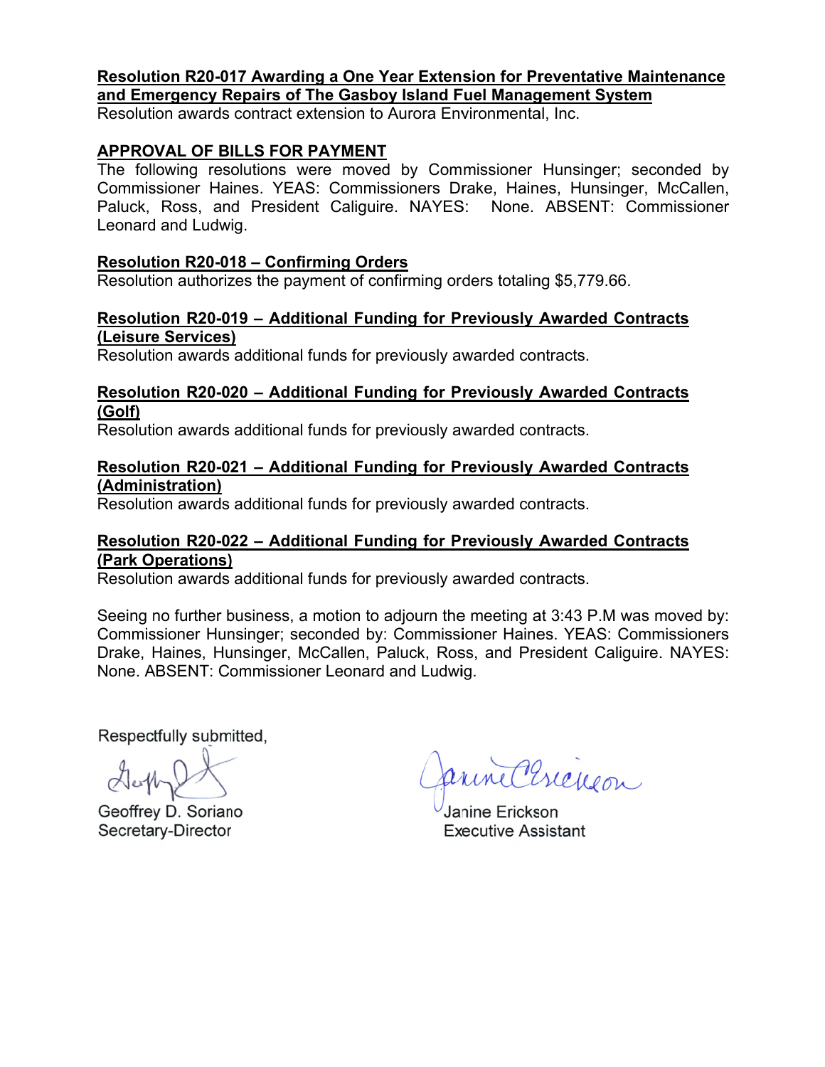**Resolution R20-017 Awarding a One Year Extension for Preventative Maintenance and Emergency Repairs of The Gasboy Island Fuel Management System**

Resolution awards contract extension to Aurora Environmental, Inc.

**APPROVAL OF BILLS FOR PAYMENT**

The following resolutions were moved by Commissioner Hunsinger; seconded by Commissioner Haines. YEAS: Commissioners Drake, Haines, Hunsinger, McCallen, Paluck, Ross, and President Caliguire. NAYES: None. ABSENT: Commissioner Leonard and Ludwig.

**Resolution R20-018 – Confirming Orders**

Resolution authorizes the payment of confirming orders totaling $5,779.66.

**Resolution R20-019 – Additional Funding for Previously Awarded Contracts (Leisure Services)**

Resolution awards additional funds for previously awarded contracts.

**Resolution R20-020 – Additional Funding for Previously Awarded Contracts (Golf)**

Resolution awards additional funds for previously awarded contracts.

**Resolution R20-021 – Additional Funding for Previously Awarded Contracts (Administration)**

Resolution awards additional funds for previously awarded contracts.

**Resolution R20-022 – Additional Funding for Previously Awarded Contracts (Park Operations)**

Resolution awards additional funds for previously awarded contracts.

Seeing no further business, a motion to adjourn the meeting at 3:43 P.M was moved by: Commissioner Hunsinger; seconded by: Commissioner Haines. YEAS: Commissioners Drake, Haines, Hunsinger, McCallen, Paluck, Ross, and President Caliguire. NAYES: None. ABSENT: Commissioner Leonard and Ludwig.

Respectfully submitted,

Geoffrey D. Soriano
Secretary-Director

Janine Erickson
Executive Assistant